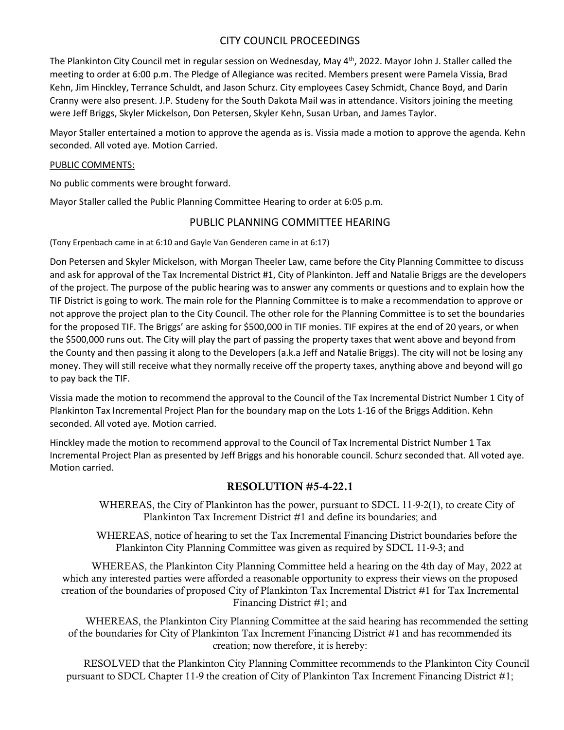# CITY COUNCIL PROCEEDINGS

The Plankinton City Council met in regular session on Wednesday, May 4th, 2022. Mayor John J. Staller called the meeting to order at 6:00 p.m. The Pledge of Allegiance was recited. Members present were Pamela Vissia, Brad Kehn, Jim Hinckley, Terrance Schuldt, and Jason Schurz. City employees Casey Schmidt, Chance Boyd, and Darin Cranny were also present. J.P. Studeny for the South Dakota Mail was in attendance. Visitors joining the meeting were Jeff Briggs, Skyler Mickelson, Don Petersen, Skyler Kehn, Susan Urban, and James Taylor.

Mayor Staller entertained a motion to approve the agenda as is. Vissia made a motion to approve the agenda. Kehn seconded. All voted aye. Motion Carried.

PUBLIC COMMENTS:

No public comments were brought forward.

Mayor Staller called the Public Planning Committee Hearing to order at 6:05 p.m.

## PUBLIC PLANNING COMMITTEE HEARING

(Tony Erpenbach came in at 6:10 and Gayle Van Genderen came in at 6:17)

Don Petersen and Skyler Mickelson, with Morgan Theeler Law, came before the City Planning Committee to discuss and ask for approval of the Tax Incremental District #1, City of Plankinton. Jeff and Natalie Briggs are the developers of the project. The purpose of the public hearing was to answer any comments or questions and to explain how the TIF District is going to work. The main role for the Planning Committee is to make a recommendation to approve or not approve the project plan to the City Council. The other role for the Planning Committee is to set the boundaries for the proposed TIF. The Briggs' are asking for $500,000 in TIF monies. TIF expires at the end of 20 years, or when the $500,000 runs out. The City will play the part of passing the property taxes that went above and beyond from the County and then passing it along to the Developers (a.k.a Jeff and Natalie Briggs). The city will not be losing any money. They will still receive what they normally receive off the property taxes, anything above and beyond will go to pay back the TIF.

Vissia made the motion to recommend the approval to the Council of the Tax Incremental District Number 1 City of Plankinton Tax Incremental Project Plan for the boundary map on the Lots 1-16 of the Briggs Addition. Kehn seconded. All voted aye. Motion carried.

Hinckley made the motion to recommend approval to the Council of Tax Incremental District Number 1 Tax Incremental Project Plan as presented by Jeff Briggs and his honorable council. Schurz seconded that. All voted aye. Motion carried.

## RESOLUTION #5-4-22.1

WHEREAS, the City of Plankinton has the power, pursuant to SDCL 11-9-2(1), to create City of Plankinton Tax Increment District #1 and define its boundaries; and

WHEREAS, notice of hearing to set the Tax Incremental Financing District boundaries before the Plankinton City Planning Committee was given as required by SDCL 11-9-3; and

WHEREAS, the Plankinton City Planning Committee held a hearing on the 4th day of May, 2022 at which any interested parties were afforded a reasonable opportunity to express their views on the proposed creation of the boundaries of proposed City of Plankinton Tax Incremental District #1 for Tax Incremental Financing District #1; and

WHEREAS, the Plankinton City Planning Committee at the said hearing has recommended the setting of the boundaries for City of Plankinton Tax Increment Financing District #1 and has recommended its creation; now therefore, it is hereby:

RESOLVED that the Plankinton City Planning Committee recommends to the Plankinton City Council pursuant to SDCL Chapter 11-9 the creation of City of Plankinton Tax Increment Financing District #1;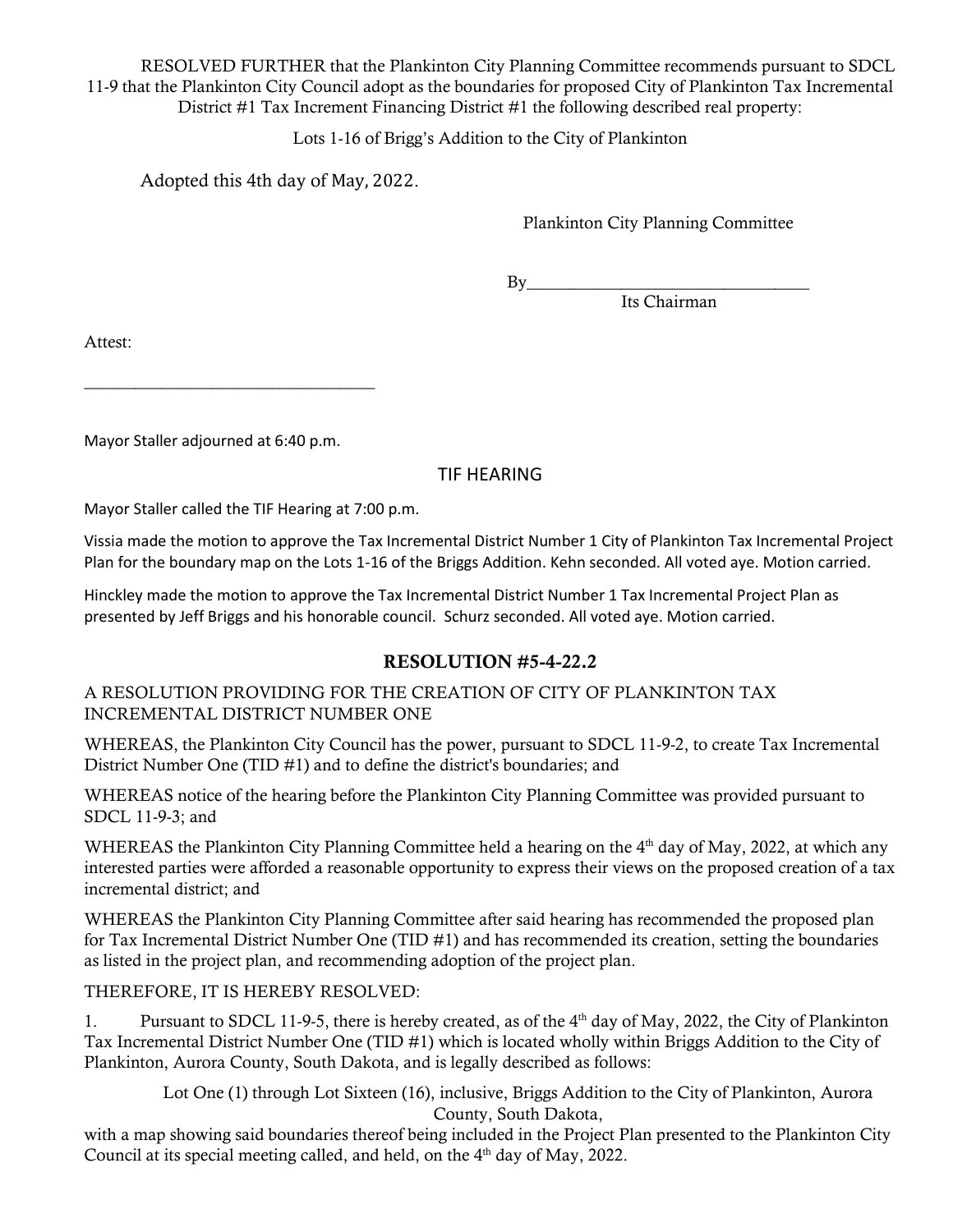RESOLVED FURTHER that the Plankinton City Planning Committee recommends pursuant to SDCL 11-9 that the Plankinton City Council adopt as the boundaries for proposed City of Plankinton Tax Incremental District #1 Tax Increment Financing District #1 the following described real property:

Lots 1-16 of Brigg's Addition to the City of Plankinton

Adopted this 4th day of May, 2022.

Plankinton City Planning Committee

By_________________________________
Its Chairman

Attest:

_________________________________

Mayor Staller adjourned at 6:40 p.m.

## TIF HEARING

Mayor Staller called the TIF Hearing at 7:00 p.m.

Vissia made the motion to approve the Tax Incremental District Number 1 City of Plankinton Tax Incremental Project Plan for the boundary map on the Lots 1-16 of the Briggs Addition. Kehn seconded. All voted aye. Motion carried.

Hinckley made the motion to approve the Tax Incremental District Number 1 Tax Incremental Project Plan as presented by Jeff Briggs and his honorable council. Schurz seconded. All voted aye. Motion carried.

## RESOLUTION #5-4-22.2

A RESOLUTION PROVIDING FOR THE CREATION OF CITY OF PLANKINTON TAX INCREMENTAL DISTRICT NUMBER ONE

WHEREAS, the Plankinton City Council has the power, pursuant to SDCL 11-9-2, to create Tax Incremental District Number One (TID #1) and to define the district's boundaries; and

WHEREAS notice of the hearing before the Plankinton City Planning Committee was provided pursuant to SDCL 11-9-3; and

WHEREAS the Plankinton City Planning Committee held a hearing on the 4th day of May, 2022, at which any interested parties were afforded a reasonable opportunity to express their views on the proposed creation of a tax incremental district; and

WHEREAS the Plankinton City Planning Committee after said hearing has recommended the proposed plan for Tax Incremental District Number One (TID #1) and has recommended its creation, setting the boundaries as listed in the project plan, and recommending adoption of the project plan.

THEREFORE, IT IS HEREBY RESOLVED:

1. Pursuant to SDCL 11-9-5, there is hereby created, as of the 4th day of May, 2022, the City of Plankinton Tax Incremental District Number One (TID #1) which is located wholly within Briggs Addition to the City of Plankinton, Aurora County, South Dakota, and is legally described as follows:

Lot One (1) through Lot Sixteen (16), inclusive, Briggs Addition to the City of Plankinton, Aurora County, South Dakota,

with a map showing said boundaries thereof being included in the Project Plan presented to the Plankinton City Council at its special meeting called, and held, on the 4th day of May, 2022.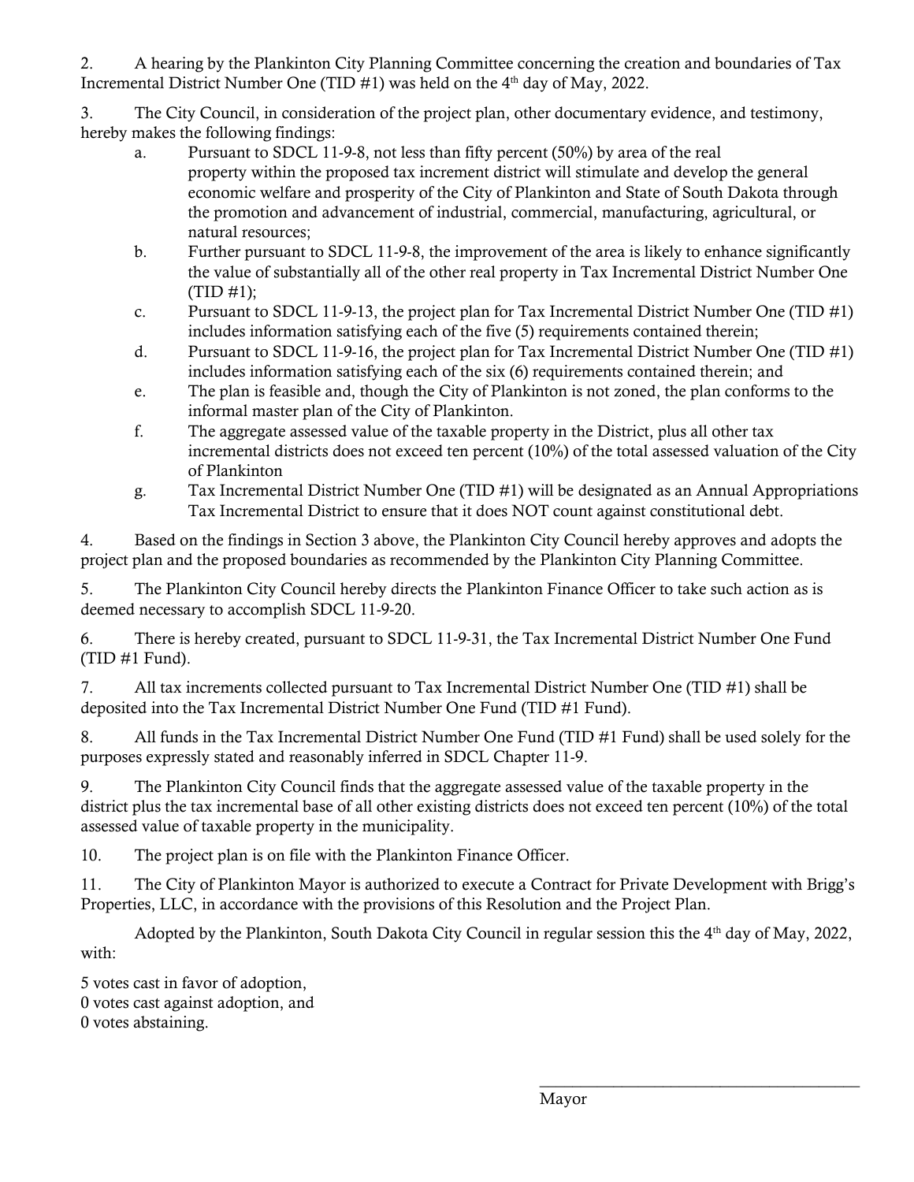2. A hearing by the Plankinton City Planning Committee concerning the creation and boundaries of Tax Incremental District Number One (TID #1) was held on the 4th day of May, 2022.

3. The City Council, in consideration of the project plan, other documentary evidence, and testimony, hereby makes the following findings:

   a. Pursuant to SDCL 11-9-8, not less than fifty percent (50%) by area of the real property within the proposed tax increment district will stimulate and develop the general economic welfare and prosperity of the City of Plankinton and State of South Dakota through the promotion and advancement of industrial, commercial, manufacturing, agricultural, or natural resources;

   b. Further pursuant to SDCL 11-9-8, the improvement of the area is likely to enhance significantly the value of substantially all of the other real property in Tax Incremental District Number One (TID #1);

   c. Pursuant to SDCL 11-9-13, the project plan for Tax Incremental District Number One (TID #1) includes information satisfying each of the five (5) requirements contained therein;

   d. Pursuant to SDCL 11-9-16, the project plan for Tax Incremental District Number One (TID #1) includes information satisfying each of the six (6) requirements contained therein; and

   e. The plan is feasible and, though the City of Plankinton is not zoned, the plan conforms to the informal master plan of the City of Plankinton.

   f. The aggregate assessed value of the taxable property in the District, plus all other tax incremental districts does not exceed ten percent (10%) of the total assessed valuation of the City of Plankinton

   g. Tax Incremental District Number One (TID #1) will be designated as an Annual Appropriations Tax Incremental District to ensure that it does NOT count against constitutional debt.

4. Based on the findings in Section 3 above, the Plankinton City Council hereby approves and adopts the project plan and the proposed boundaries as recommended by the Plankinton City Planning Committee.

5. The Plankinton City Council hereby directs the Plankinton Finance Officer to take such action as is deemed necessary to accomplish SDCL 11-9-20.

6. There is hereby created, pursuant to SDCL 11-9-31, the Tax Incremental District Number One Fund (TID #1 Fund).

7. All tax increments collected pursuant to Tax Incremental District Number One (TID #1) shall be deposited into the Tax Incremental District Number One Fund (TID #1 Fund).

8. All funds in the Tax Incremental District Number One Fund (TID #1 Fund) shall be used solely for the purposes expressly stated and reasonably inferred in SDCL Chapter 11-9.

9. The Plankinton City Council finds that the aggregate assessed value of the taxable property in the district plus the tax incremental base of all other existing districts does not exceed ten percent (10%) of the total assessed value of taxable property in the municipality.

10. The project plan is on file with the Plankinton Finance Officer.

11. The City of Plankinton Mayor is authorized to execute a Contract for Private Development with Brigg's Properties, LLC, in accordance with the provisions of this Resolution and the Project Plan.

Adopted by the Plankinton, South Dakota City Council in regular session this the 4th day of May, 2022, with:

5 votes cast in favor of adoption,
0 votes cast against adoption, and
0 votes abstaining.

\_\_\_\_\_\_\_\_\_\_\_\_\_\_\_\_\_\_\_\_\_\_\_\_\_\_\_\_\_\_\_\_\_\_\_\_\_\_\_\_
Mayor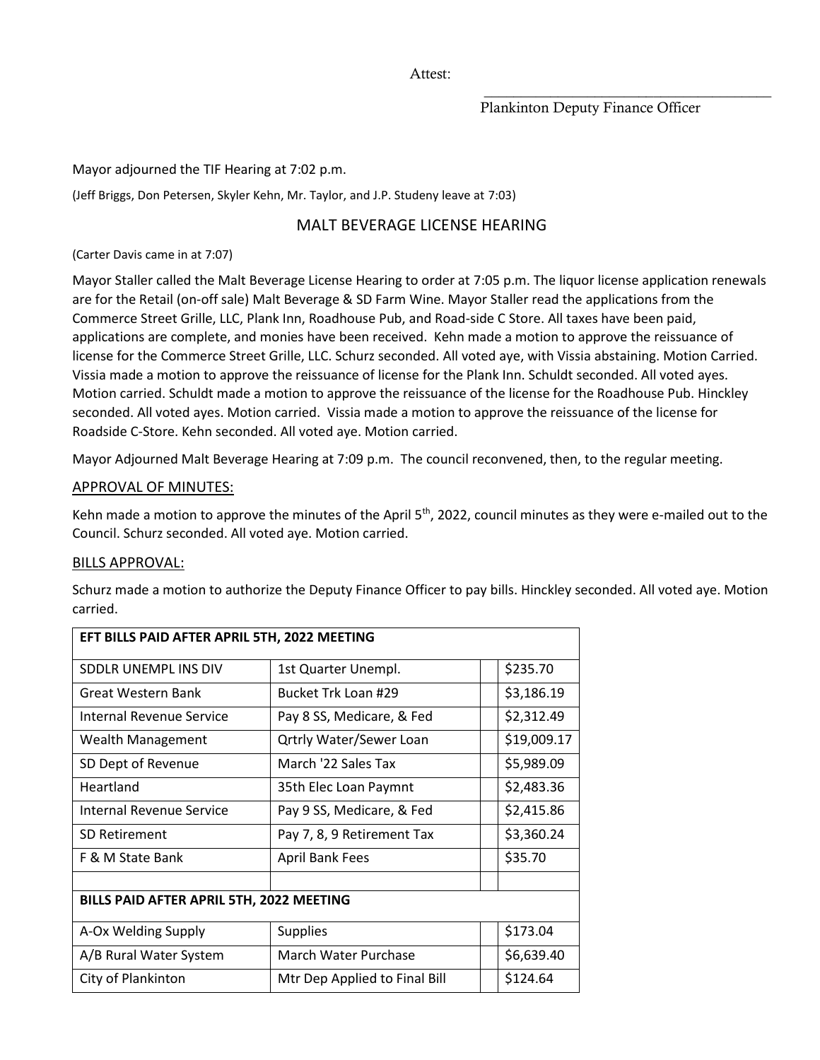Attest:

\_\_\_\_\_\_\_\_\_\_\_\_\_\_\_\_\_\_\_\_\_\_\_\_\_\_\_\_\_\_\_\_\_\_\_\_\_\_\_\_

Plankinton Deputy Finance Officer

Mayor adjourned the TIF Hearing at 7:02 p.m.

(Jeff Briggs, Don Petersen, Skyler Kehn, Mr. Taylor, and J.P. Studeny leave at 7:03)

## MALT BEVERAGE LICENSE HEARING

(Carter Davis came in at 7:07)

Mayor Staller called the Malt Beverage License Hearing to order at 7:05 p.m. The liquor license application renewals are for the Retail (on-off sale) Malt Beverage & SD Farm Wine. Mayor Staller read the applications from the Commerce Street Grille, LLC, Plank Inn, Roadhouse Pub, and Road-side C Store. All taxes have been paid, applications are complete, and monies have been received. Kehn made a motion to approve the reissuance of license for the Commerce Street Grille, LLC. Schurz seconded. All voted aye, with Vissia abstaining. Motion Carried. Vissia made a motion to approve the reissuance of license for the Plank Inn. Schuldt seconded. All voted ayes. Motion carried. Schuldt made a motion to approve the reissuance of the license for the Roadhouse Pub. Hinckley seconded. All voted ayes. Motion carried. Vissia made a motion to approve the reissuance of the license for Roadside C-Store. Kehn seconded. All voted aye. Motion carried.

Mayor Adjourned Malt Beverage Hearing at 7:09 p.m. The council reconvened, then, to the regular meeting.

## APPROVAL OF MINUTES:

Kehn made a motion to approve the minutes of the April 5th, 2022, council minutes as they were e-mailed out to the Council. Schurz seconded. All voted aye. Motion carried.

## BILLS APPROVAL:

Schurz made a motion to authorize the Deputy Finance Officer to pay bills. Hinckley seconded. All voted aye. Motion carried.

| EFT BILLS PAID AFTER APRIL 5TH, 2022 MEETING | | | |
|---|---|---|---|
| SDDLR UNEMPL INS DIV | 1st Quarter Unempl. | | $235.70 |
| Great Western Bank | Bucket Trk Loan #29 | | $3,186.19 |
| Internal Revenue Service | Pay 8 SS, Medicare, & Fed | | $2,312.49 |
| Wealth Management | Qrtrly Water/Sewer Loan | | $19,009.17 |
| SD Dept of Revenue | March '22 Sales Tax | | $5,989.09 |
| Heartland | 35th Elec Loan Paymnt | | $2,483.36 |
| Internal Revenue Service | Pay 9 SS, Medicare, & Fed | | $2,415.86 |
| SD Retirement | Pay 7, 8, 9 Retirement Tax | | $3,360.24 |
| F & M State Bank | April Bank Fees | | $35.70 |
| | | | |
| **BILLS PAID AFTER APRIL 5TH, 2022 MEETING** | | | |
| A-Ox Welding Supply | Supplies | | $173.04 |
| A/B Rural Water System | March Water Purchase | | $6,639.40 |
| City of Plankinton | Mtr Dep Applied to Final Bill | | $124.64 |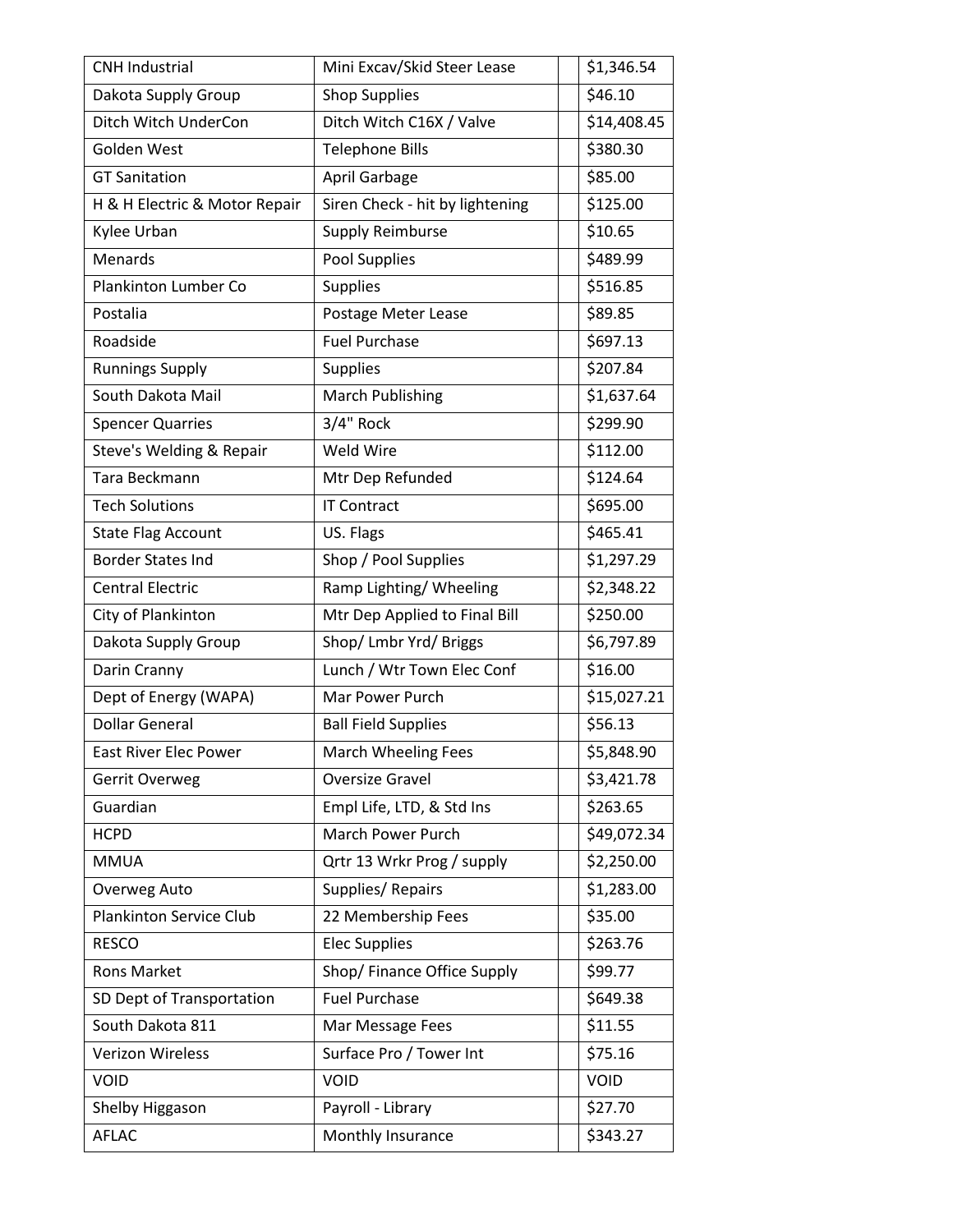| CNH Industrial | Mini Excav/Skid Steer Lease | | $1,346.54 |
|---|---|---|---|
| Dakota Supply Group | Shop Supplies | | $46.10 |
| Ditch Witch UnderCon | Ditch Witch C16X / Valve | | $14,408.45 |
| Golden West | Telephone Bills | | $380.30 |
| GT Sanitation | April Garbage | | $85.00 |
| H & H Electric & Motor Repair | Siren Check - hit by lightening | | $125.00 |
| Kylee Urban | Supply Reimburse | | $10.65 |
| Menards | Pool Supplies | | $489.99 |
| Plankinton Lumber Co | Supplies | | $516.85 |
| Postalia | Postage Meter Lease | | $89.85 |
| Roadside | Fuel Purchase | | $697.13 |
| Runnings Supply | Supplies | | $207.84 |
| South Dakota Mail | March Publishing | | $1,637.64 |
| Spencer Quarries | 3/4" Rock | | $299.90 |
| Steve's Welding & Repair | Weld Wire | | $112.00 |
| Tara Beckmann | Mtr Dep Refunded | | $124.64 |
| Tech Solutions | IT Contract | | $695.00 |
| State Flag Account | US. Flags | | $465.41 |
| Border States Ind | Shop / Pool Supplies | | $1,297.29 |
| Central Electric | Ramp Lighting/ Wheeling | | $2,348.22 |
| City of Plankinton | Mtr Dep Applied to Final Bill | | $250.00 |
| Dakota Supply Group | Shop/ Lmbr Yrd/ Briggs | | $6,797.89 |
| Darin Cranny | Lunch / Wtr Town Elec Conf | | $16.00 |
| Dept of Energy (WAPA) | Mar Power Purch | | $15,027.21 |
| Dollar General | Ball Field Supplies | | $56.13 |
| East River Elec Power | March Wheeling Fees | | $5,848.90 |
| Gerrit Overweg | Oversize Gravel | | $3,421.78 |
| Guardian | Empl Life, LTD, & Std Ins | | $263.65 |
| HCPD | March Power Purch | | $49,072.34 |
| MMUA | Qrtr 13 Wrkr Prog / supply | | $2,250.00 |
| Overweg Auto | Supplies/ Repairs | | $1,283.00 |
| Plankinton Service Club | 22 Membership Fees | | $35.00 |
| RESCO | Elec Supplies | | $263.76 |
| Rons Market | Shop/ Finance Office Supply | | $99.77 |
| SD Dept of Transportation | Fuel Purchase | | $649.38 |
| South Dakota 811 | Mar Message Fees | | $11.55 |
| Verizon Wireless | Surface Pro / Tower Int | | $75.16 |
| VOID | VOID | | VOID |
| Shelby Higgason | Payroll - Library | | $27.70 |
| AFLAC | Monthly Insurance | | $343.27 |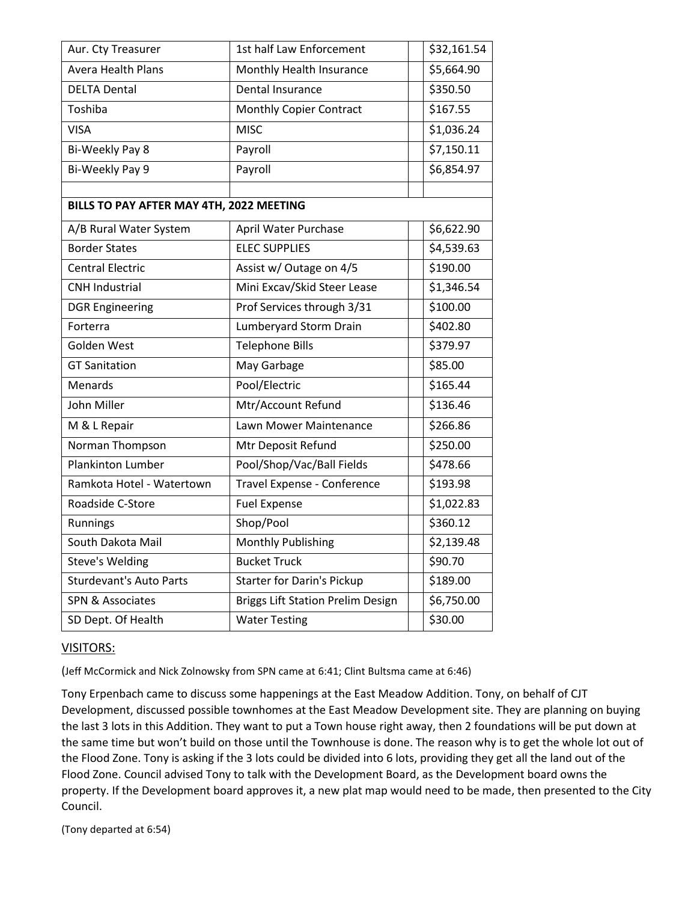| | | | |
|---|---|---|---|
| Aur. Cty Treasurer | 1st half Law Enforcement | | $32,161.54 |
| Avera Health Plans | Monthly Health Insurance | | $5,664.90 |
| DELTA Dental | Dental Insurance | | $350.50 |
| Toshiba | Monthly Copier Contract | | $167.55 |
| VISA | MISC | | $1,036.24 |
| Bi-Weekly Pay 8 | Payroll | | $7,150.11 |
| Bi-Weekly Pay 9 | Payroll | | $6,854.97 |
| | | | |
| **BILLS TO PAY AFTER MAY 4TH, 2022 MEETING** | | | |
| A/B Rural Water System | April Water Purchase | | $6,622.90 |
| Border States | ELEC SUPPLIES | | $4,539.63 |
| Central Electric | Assist w/ Outage on 4/5 | | $190.00 |
| CNH Industrial | Mini Excav/Skid Steer Lease | | $1,346.54 |
| DGR Engineering | Prof Services through 3/31 | | $100.00 |
| Forterra | Lumberyard Storm Drain | | $402.80 |
| Golden West | Telephone Bills | | $379.97 |
| GT Sanitation | May Garbage | | $85.00 |
| Menards | Pool/Electric | | $165.44 |
| John Miller | Mtr/Account Refund | | $136.46 |
| M & L Repair | Lawn Mower Maintenance | | $266.86 |
| Norman Thompson | Mtr Deposit Refund | | $250.00 |
| Plankinton Lumber | Pool/Shop/Vac/Ball Fields | | $478.66 |
| Ramkota Hotel - Watertown | Travel Expense - Conference | | $193.98 |
| Roadside C-Store | Fuel Expense | | $1,022.83 |
| Runnings | Shop/Pool | | $360.12 |
| South Dakota Mail | Monthly Publishing | | $2,139.48 |
| Steve's Welding | Bucket Truck | | $90.70 |
| Sturdevant's Auto Parts | Starter for Darin's Pickup | | $189.00 |
| SPN & Associates | Briggs Lift Station Prelim Design | | $6,750.00 |
| SD Dept. Of Health | Water Testing | | $30.00 |

VISITORS:

(Jeff McCormick and Nick Zolnowsky from SPN came at 6:41; Clint Bultsma came at 6:46)

Tony Erpenbach came to discuss some happenings at the East Meadow Addition. Tony, on behalf of CJT Development, discussed possible townhomes at the East Meadow Development site. They are planning on buying the last 3 lots in this Addition. They want to put a Town house right away, then 2 foundations will be put down at the same time but won't build on those until the Townhouse is done. The reason why is to get the whole lot out of the Flood Zone. Tony is asking if the 3 lots could be divided into 6 lots, providing they get all the land out of the Flood Zone. Council advised Tony to talk with the Development Board, as the Development board owns the property. If the Development board approves it, a new plat map would need to be made, then presented to the City Council.

(Tony departed at 6:54)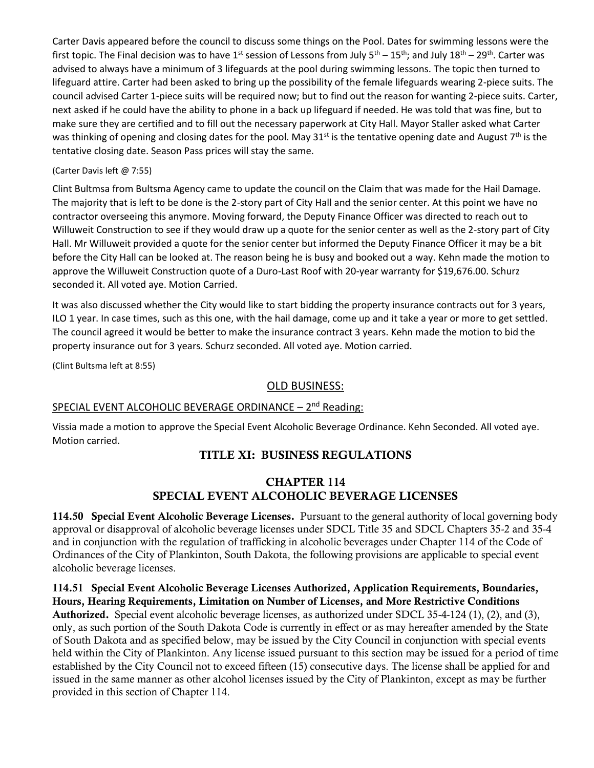Carter Davis appeared before the council to discuss some things on the Pool. Dates for swimming lessons were the first topic. The Final decision was to have 1st session of Lessons from July 5th – 15th; and July 18th – 29th. Carter was advised to always have a minimum of 3 lifeguards at the pool during swimming lessons. The topic then turned to lifeguard attire. Carter had been asked to bring up the possibility of the female lifeguards wearing 2-piece suits. The council advised Carter 1-piece suits will be required now; but to find out the reason for wanting 2-piece suits. Carter, next asked if he could have the ability to phone in a back up lifeguard if needed. He was told that was fine, but to make sure they are certified and to fill out the necessary paperwork at City Hall. Mayor Staller asked what Carter was thinking of opening and closing dates for the pool. May 31st is the tentative opening date and August 7th is the tentative closing date. Season Pass prices will stay the same.

(Carter Davis left @ 7:55)

Clint Bultmsa from Bultsma Agency came to update the council on the Claim that was made for the Hail Damage. The majority that is left to be done is the 2-story part of City Hall and the senior center. At this point we have no contractor overseeing this anymore. Moving forward, the Deputy Finance Officer was directed to reach out to Willuweit Construction to see if they would draw up a quote for the senior center as well as the 2-story part of City Hall. Mr Willuweit provided a quote for the senior center but informed the Deputy Finance Officer it may be a bit before the City Hall can be looked at. The reason being he is busy and booked out a way. Kehn made the motion to approve the Willuweit Construction quote of a Duro-Last Roof with 20-year warranty for $19,676.00. Schurz seconded it. All voted aye. Motion Carried.

It was also discussed whether the City would like to start bidding the property insurance contracts out for 3 years, ILO 1 year. In case times, such as this one, with the hail damage, come up and it take a year or more to get settled. The council agreed it would be better to make the insurance contract 3 years. Kehn made the motion to bid the property insurance out for 3 years. Schurz seconded. All voted aye. Motion carried.

(Clint Bultsma left at 8:55)

## OLD BUSINESS:

### SPECIAL EVENT ALCOHOLIC BEVERAGE ORDINANCE – 2nd Reading:

Vissia made a motion to approve the Special Event Alcoholic Beverage Ordinance. Kehn Seconded. All voted aye. Motion carried.

## TITLE XI: BUSINESS REGULATIONS

## CHAPTER 114
## SPECIAL EVENT ALCOHOLIC BEVERAGE LICENSES

**114.50 Special Event Alcoholic Beverage Licenses.** Pursuant to the general authority of local governing body approval or disapproval of alcoholic beverage licenses under SDCL Title 35 and SDCL Chapters 35-2 and 35-4 and in conjunction with the regulation of trafficking in alcoholic beverages under Chapter 114 of the Code of Ordinances of the City of Plankinton, South Dakota, the following provisions are applicable to special event alcoholic beverage licenses.

**114.51 Special Event Alcoholic Beverage Licenses Authorized, Application Requirements, Boundaries, Hours, Hearing Requirements, Limitation on Number of Licenses, and More Restrictive Conditions Authorized.** Special event alcoholic beverage licenses, as authorized under SDCL 35-4-124 (1), (2), and (3), only, as such portion of the South Dakota Code is currently in effect or as may hereafter amended by the State of South Dakota and as specified below, may be issued by the City Council in conjunction with special events held within the City of Plankinton. Any license issued pursuant to this section may be issued for a period of time established by the City Council not to exceed fifteen (15) consecutive days. The license shall be applied for and issued in the same manner as other alcohol licenses issued by the City of Plankinton, except as may be further provided in this section of Chapter 114.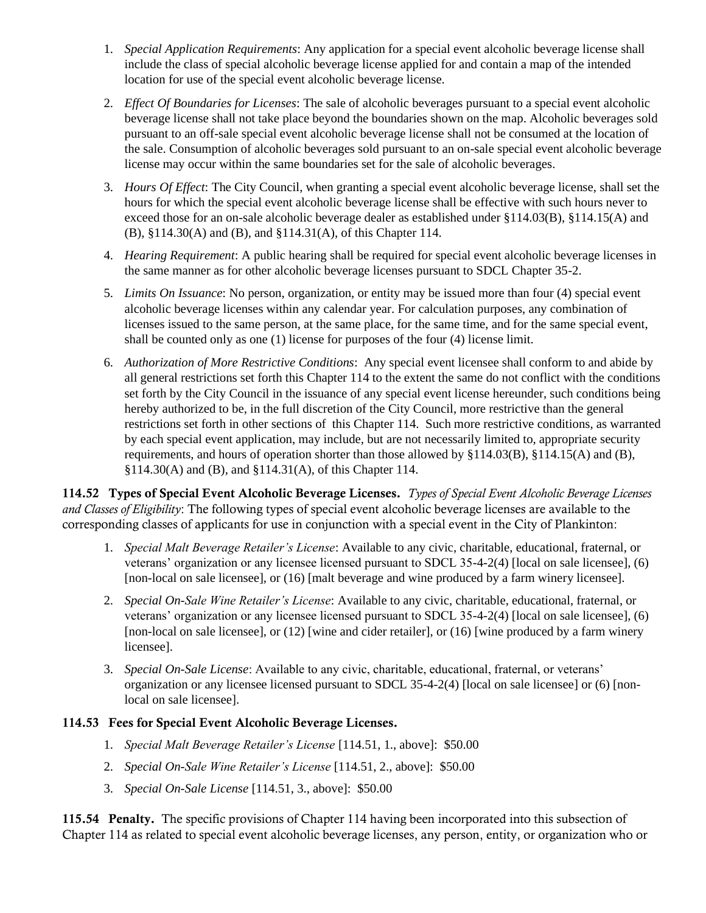1. *Special Application Requirements*: Any application for a special event alcoholic beverage license shall include the class of special alcoholic beverage license applied for and contain a map of the intended location for use of the special event alcoholic beverage license.

2. *Effect Of Boundaries for Licenses*: The sale of alcoholic beverages pursuant to a special event alcoholic beverage license shall not take place beyond the boundaries shown on the map. Alcoholic beverages sold pursuant to an off-sale special event alcoholic beverage license shall not be consumed at the location of the sale. Consumption of alcoholic beverages sold pursuant to an on-sale special event alcoholic beverage license may occur within the same boundaries set for the sale of alcoholic beverages.

3. *Hours Of Effect*: The City Council, when granting a special event alcoholic beverage license, shall set the hours for which the special event alcoholic beverage license shall be effective with such hours never to exceed those for an on-sale alcoholic beverage dealer as established under §114.03(B), §114.15(A) and (B), §114.30(A) and (B), and §114.31(A), of this Chapter 114.

4. *Hearing Requirement*: A public hearing shall be required for special event alcoholic beverage licenses in the same manner as for other alcoholic beverage licenses pursuant to SDCL Chapter 35-2.

5. *Limits On Issuance*: No person, organization, or entity may be issued more than four (4) special event alcoholic beverage licenses within any calendar year. For calculation purposes, any combination of licenses issued to the same person, at the same place, for the same time, and for the same special event, shall be counted only as one (1) license for purposes of the four (4) license limit.

6. *Authorization of More Restrictive Conditions*: Any special event licensee shall conform to and abide by all general restrictions set forth this Chapter 114 to the extent the same do not conflict with the conditions set forth by the City Council in the issuance of any special event license hereunder, such conditions being hereby authorized to be, in the full discretion of the City Council, more restrictive than the general restrictions set forth in other sections of this Chapter 114. Such more restrictive conditions, as warranted by each special event application, may include, but are not necessarily limited to, appropriate security requirements, and hours of operation shorter than those allowed by §114.03(B), §114.15(A) and (B), §114.30(A) and (B), and §114.31(A), of this Chapter 114.

**114.52 Types of Special Event Alcoholic Beverage Licenses.** *Types of Special Event Alcoholic Beverage Licenses and Classes of Eligibility*: The following types of special event alcoholic beverage licenses are available to the corresponding classes of applicants for use in conjunction with a special event in the City of Plankinton:

1. *Special Malt Beverage Retailer's License*: Available to any civic, charitable, educational, fraternal, or veterans' organization or any licensee licensed pursuant to SDCL 35-4-2(4) [local on sale licensee], (6) [non-local on sale licensee], or (16) [malt beverage and wine produced by a farm winery licensee].

2. *Special On-Sale Wine Retailer's License*: Available to any civic, charitable, educational, fraternal, or veterans' organization or any licensee licensed pursuant to SDCL 35-4-2(4) [local on sale licensee], (6) [non-local on sale licensee], or (12) [wine and cider retailer], or (16) [wine produced by a farm winery licensee].

3. *Special On-Sale License*: Available to any civic, charitable, educational, fraternal, or veterans' organization or any licensee licensed pursuant to SDCL 35-4-2(4) [local on sale licensee] or (6) [non-local on sale licensee].

**114.53 Fees for Special Event Alcoholic Beverage Licenses.**

1. *Special Malt Beverage Retailer's License* [114.51, 1., above]: $50.00
2. *Special On-Sale Wine Retailer's License* [114.51, 2., above]: $50.00
3. *Special On-Sale License* [114.51, 3., above]: $50.00

**115.54 Penalty.** The specific provisions of Chapter 114 having been incorporated into this subsection of Chapter 114 as related to special event alcoholic beverage licenses, any person, entity, or organization who or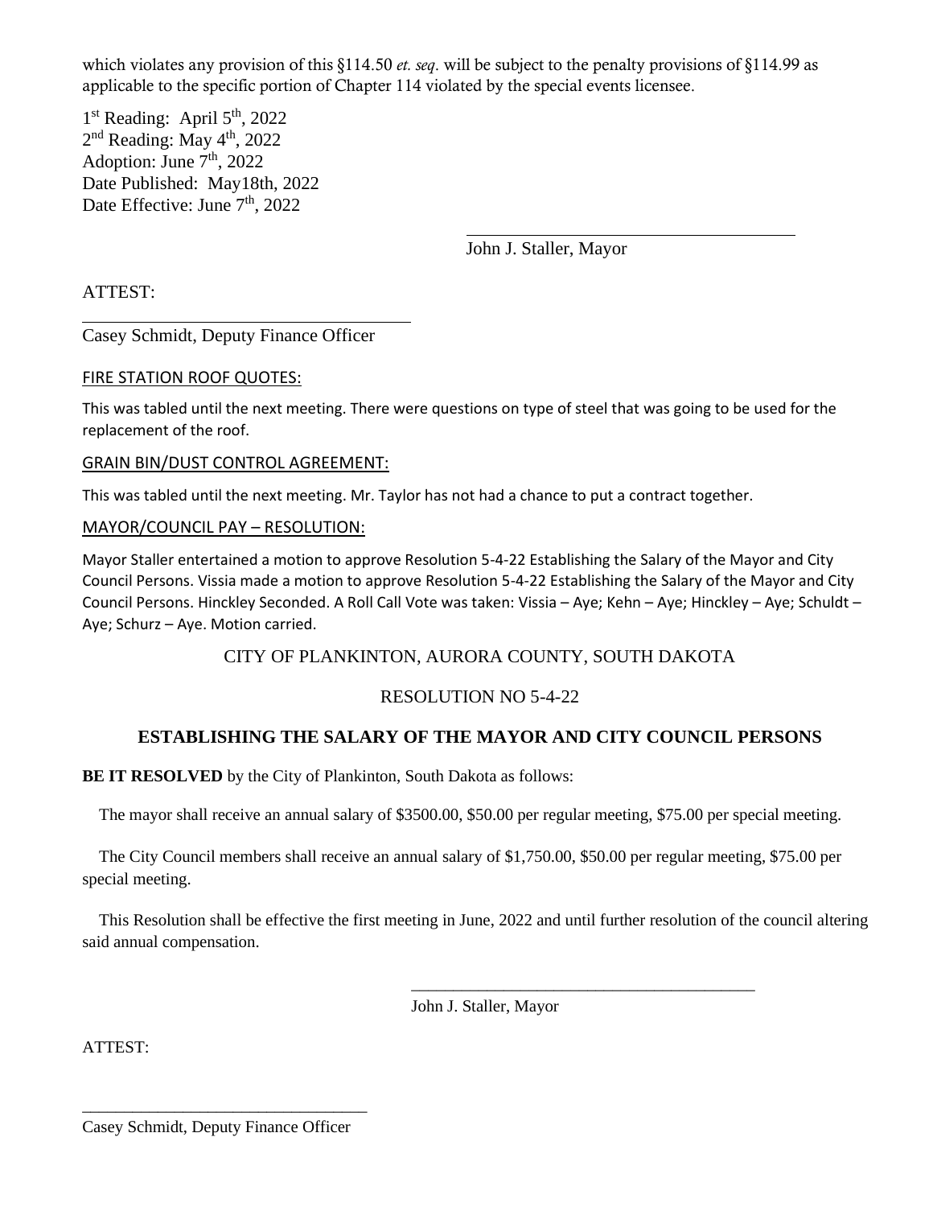which violates any provision of this §114.50 *et. seq*. will be subject to the penalty provisions of §114.99 as applicable to the specific portion of Chapter 114 violated by the special events licensee.

1st Reading: April 5th, 2022
2nd Reading: May 4th, 2022
Adoption: June 7th, 2022
Date Published: May18th, 2022
Date Effective: June 7th, 2022

John J. Staller, Mayor

ATTEST:

Casey Schmidt, Deputy Finance Officer

FIRE STATION ROOF QUOTES:

This was tabled until the next meeting. There were questions on type of steel that was going to be used for the replacement of the roof.

GRAIN BIN/DUST CONTROL AGREEMENT:

This was tabled until the next meeting. Mr. Taylor has not had a chance to put a contract together.

MAYOR/COUNCIL PAY – RESOLUTION:

Mayor Staller entertained a motion to approve Resolution 5-4-22 Establishing the Salary of the Mayor and City Council Persons. Vissia made a motion to approve Resolution 5-4-22 Establishing the Salary of the Mayor and City Council Persons. Hinckley Seconded. A Roll Call Vote was taken: Vissia – Aye; Kehn – Aye; Hinckley – Aye; Schuldt – Aye; Schurz – Aye. Motion carried.

CITY OF PLANKINTON, AURORA COUNTY, SOUTH DAKOTA

RESOLUTION NO 5-4-22

**ESTABLISHING THE SALARY OF THE MAYOR AND CITY COUNCIL PERSONS**

**BE IT RESOLVED** by the City of Plankinton, South Dakota as follows:

The mayor shall receive an annual salary of $3500.00, $50.00 per regular meeting, $75.00 per special meeting.

The City Council members shall receive an annual salary of $1,750.00, $50.00 per regular meeting, $75.00 per special meeting.

This Resolution shall be effective the first meeting in June, 2022 and until further resolution of the council altering said annual compensation.

John J. Staller, Mayor

ATTEST:

Casey Schmidt, Deputy Finance Officer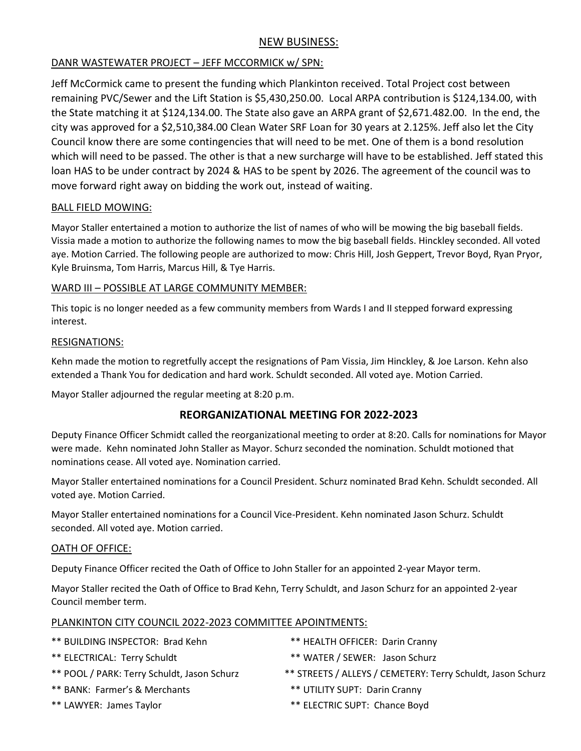## NEW BUSINESS:

### DANR WASTEWATER PROJECT – JEFF MCCORMICK w/ SPN:

Jeff McCormick came to present the funding which Plankinton received. Total Project cost between remaining PVC/Sewer and the Lift Station is $5,430,250.00. Local ARPA contribution is $124,134.00, with the State matching it at $124,134.00. The State also gave an ARPA grant of $2,671.482.00. In the end, the city was approved for a $2,510,384.00 Clean Water SRF Loan for 30 years at 2.125%. Jeff also let the City Council know there are some contingencies that will need to be met. One of them is a bond resolution which will need to be passed. The other is that a new surcharge will have to be established. Jeff stated this loan HAS to be under contract by 2024 & HAS to be spent by 2026. The agreement of the council was to move forward right away on bidding the work out, instead of waiting.

### BALL FIELD MOWING:

Mayor Staller entertained a motion to authorize the list of names of who will be mowing the big baseball fields. Vissia made a motion to authorize the following names to mow the big baseball fields. Hinckley seconded. All voted aye. Motion Carried. The following people are authorized to mow: Chris Hill, Josh Geppert, Trevor Boyd, Ryan Pryor, Kyle Bruinsma, Tom Harris, Marcus Hill, & Tye Harris.

### WARD III – POSSIBLE AT LARGE COMMUNITY MEMBER:

This topic is no longer needed as a few community members from Wards I and II stepped forward expressing interest.

### RESIGNATIONS:

Kehn made the motion to regretfully accept the resignations of Pam Vissia, Jim Hinckley, & Joe Larson. Kehn also extended a Thank You for dedication and hard work. Schuldt seconded. All voted aye. Motion Carried.

Mayor Staller adjourned the regular meeting at 8:20 p.m.

## REORGANIZATIONAL MEETING FOR 2022-2023

Deputy Finance Officer Schmidt called the reorganizational meeting to order at 8:20. Calls for nominations for Mayor were made. Kehn nominated John Staller as Mayor. Schurz seconded the nomination. Schuldt motioned that nominations cease. All voted aye. Nomination carried.

Mayor Staller entertained nominations for a Council President. Schurz nominated Brad Kehn. Schuldt seconded. All voted aye. Motion Carried.

Mayor Staller entertained nominations for a Council Vice-President. Kehn nominated Jason Schurz. Schuldt seconded. All voted aye. Motion carried.

### OATH OF OFFICE:

Deputy Finance Officer recited the Oath of Office to John Staller for an appointed 2-year Mayor term.

Mayor Staller recited the Oath of Office to Brad Kehn, Terry Schuldt, and Jason Schurz for an appointed 2-year Council member term.

### PLANKINTON CITY COUNCIL 2022-2023 COMMITTEE APOINTMENTS:

** BUILDING INSPECTOR: Brad Kehn

** ELECTRICAL: Terry Schuldt

** POOL / PARK: Terry Schuldt, Jason Schurz

** BANK: Farmer's & Merchants

** LAWYER: James Taylor

** HEALTH OFFICER: Darin Cranny

** WATER / SEWER: Jason Schurz

** STREETS / ALLEYS / CEMETERY: Terry Schuldt, Jason Schurz

** UTILITY SUPT: Darin Cranny

** ELECTRIC SUPT: Chance Boyd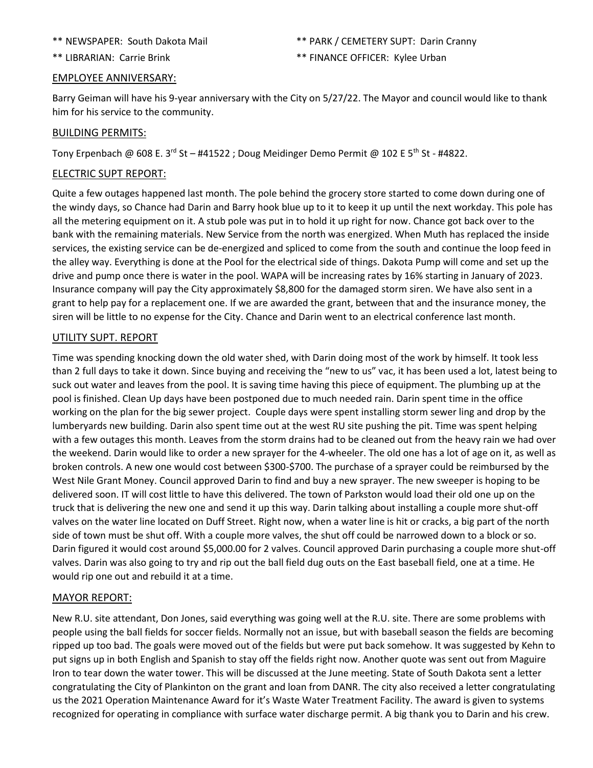** NEWSPAPER: South Dakota Mail

** LIBRARIAN: Carrie Brink

** PARK / CEMETERY SUPT: Darin Cranny

** FINANCE OFFICER: Kylee Urban

## EMPLOYEE ANNIVERSARY:

Barry Geiman will have his 9-year anniversary with the City on 5/27/22. The Mayor and council would like to thank him for his service to the community.

## BUILDING PERMITS:

Tony Erpenbach @ 608 E. 3rd St – #41522 ; Doug Meidinger Demo Permit @ 102 E 5th St - #4822.

## ELECTRIC SUPT REPORT:

Quite a few outages happened last month. The pole behind the grocery store started to come down during one of the windy days, so Chance had Darin and Barry hook blue up to it to keep it up until the next workday. This pole has all the metering equipment on it. A stub pole was put in to hold it up right for now. Chance got back over to the bank with the remaining materials. New Service from the north was energized. When Muth has replaced the inside services, the existing service can be de-energized and spliced to come from the south and continue the loop feed in the alley way. Everything is done at the Pool for the electrical side of things. Dakota Pump will come and set up the drive and pump once there is water in the pool. WAPA will be increasing rates by 16% starting in January of 2023. Insurance company will pay the City approximately $8,800 for the damaged storm siren. We have also sent in a grant to help pay for a replacement one. If we are awarded the grant, between that and the insurance money, the siren will be little to no expense for the City. Chance and Darin went to an electrical conference last month.

## UTILITY SUPT. REPORT

Time was spending knocking down the old water shed, with Darin doing most of the work by himself. It took less than 2 full days to take it down. Since buying and receiving the "new to us" vac, it has been used a lot, latest being to suck out water and leaves from the pool. It is saving time having this piece of equipment. The plumbing up at the pool is finished. Clean Up days have been postponed due to much needed rain. Darin spent time in the office working on the plan for the big sewer project. Couple days were spent installing storm sewer ling and drop by the lumberyards new building. Darin also spent time out at the west RU site pushing the pit. Time was spent helping with a few outages this month. Leaves from the storm drains had to be cleaned out from the heavy rain we had over the weekend. Darin would like to order a new sprayer for the 4-wheeler. The old one has a lot of age on it, as well as broken controls. A new one would cost between $300-$700. The purchase of a sprayer could be reimbursed by the West Nile Grant Money. Council approved Darin to find and buy a new sprayer. The new sweeper is hoping to be delivered soon. IT will cost little to have this delivered. The town of Parkston would load their old one up on the truck that is delivering the new one and send it up this way. Darin talking about installing a couple more shut-off valves on the water line located on Duff Street. Right now, when a water line is hit or cracks, a big part of the north side of town must be shut off. With a couple more valves, the shut off could be narrowed down to a block or so. Darin figured it would cost around $5,000.00 for 2 valves. Council approved Darin purchasing a couple more shut-off valves. Darin was also going to try and rip out the ball field dug outs on the East baseball field, one at a time. He would rip one out and rebuild it at a time.

## MAYOR REPORT:

New R.U. site attendant, Don Jones, said everything was going well at the R.U. site. There are some problems with people using the ball fields for soccer fields. Normally not an issue, but with baseball season the fields are becoming ripped up too bad. The goals were moved out of the fields but were put back somehow. It was suggested by Kehn to put signs up in both English and Spanish to stay off the fields right now. Another quote was sent out from Maguire Iron to tear down the water tower. This will be discussed at the June meeting. State of South Dakota sent a letter congratulating the City of Plankinton on the grant and loan from DANR. The city also received a letter congratulating us the 2021 Operation Maintenance Award for it's Waste Water Treatment Facility. The award is given to systems recognized for operating in compliance with surface water discharge permit. A big thank you to Darin and his crew.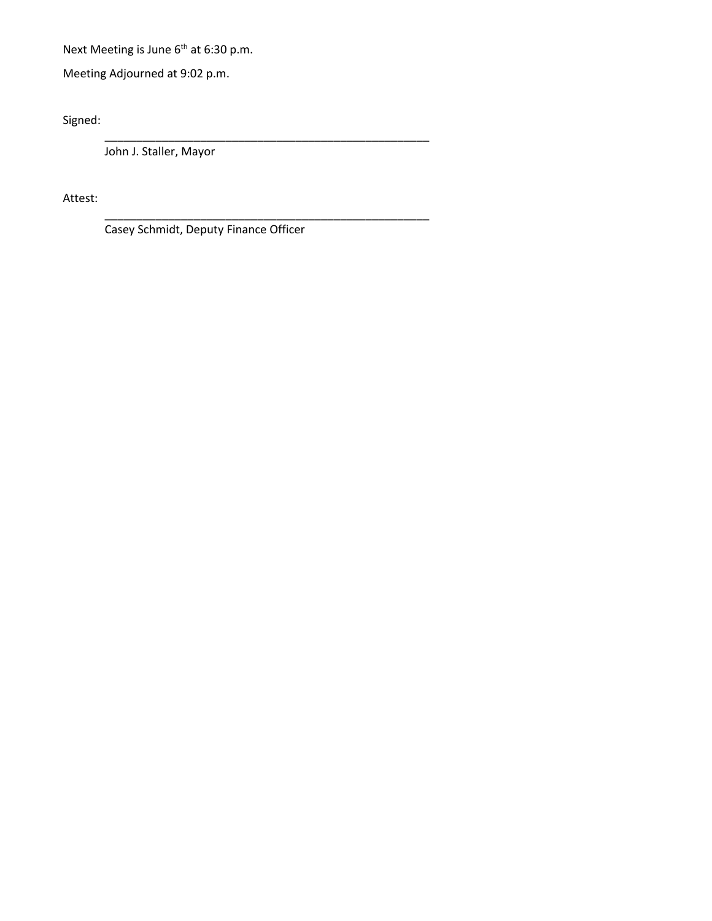Next Meeting is June 6th at 6:30 p.m.

Meeting Adjourned at 9:02 p.m.

Signed:

_____________________________________________________

John J. Staller, Mayor

Attest:

_____________________________________________________

Casey Schmidt, Deputy Finance Officer